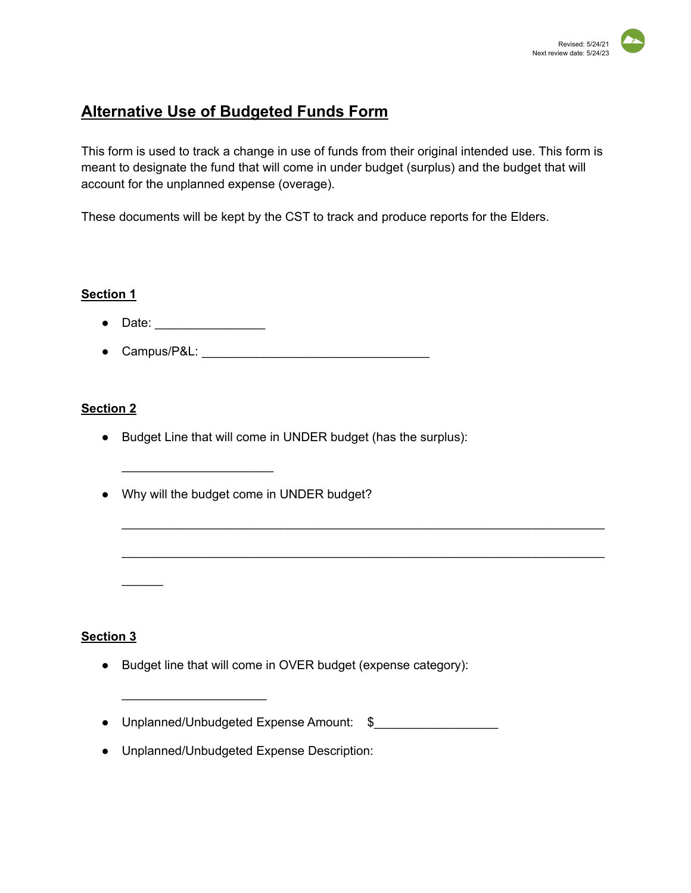Revised: 5/24/21
Next review date: 5/24/23

# Alternative Use of Budgeted Funds Form

This form is used to track a change in use of funds from their original intended use. This form is meant to designate the fund that will come in under budget (surplus) and the budget that will account for the unplanned expense (overage).

These documents will be kept by the CST to track and produce reports for the Elders.

## Section 1

- Date: ________________
- Campus/P&L: ________________________________

## Section 2

- Budget Line that will come in UNDER budget (has the surplus):

  _____________________

- Why will the budget come in UNDER budget?

  ____________________________________________________________________

  ____________________________________________________________________

  ______

## Section 3

- Budget line that will come in OVER budget (expense category):

  ____________________

- Unplanned/Unbudgeted Expense Amount: $_________________
- Unplanned/Unbudgeted Expense Description: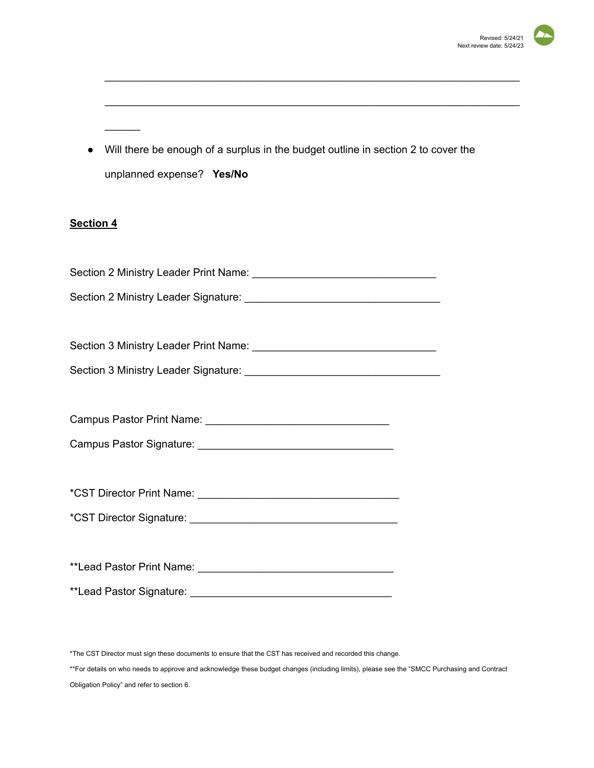_______________________________________________________________________________

_______________________________________________________________________________

______

- Will there be enough of a surplus in the budget outline in section 2 to cover the unplanned expense? **Yes/No**

## **Section 4**

Section 2 Ministry Leader Print Name: _______________________________

Section 2 Ministry Leader Signature: _________________________________

Section 3 Ministry Leader Print Name: _______________________________

Section 3 Ministry Leader Signature: _________________________________

Campus Pastor Print Name: _______________________________

Campus Pastor Signature: _________________________________

*CST Director Print Name: __________________________________

*CST Director Signature: ___________________________________

**Lead Pastor Print Name: _________________________________

**Lead Pastor Signature: __________________________________

*The CST Director must sign these documents to ensure that the CST has received and recorded this change.

**For details on who needs to approve and acknowledge these budget changes (including limits), please see the "SMCC Purchasing and Contract Obligation Policy" and refer to section 6.